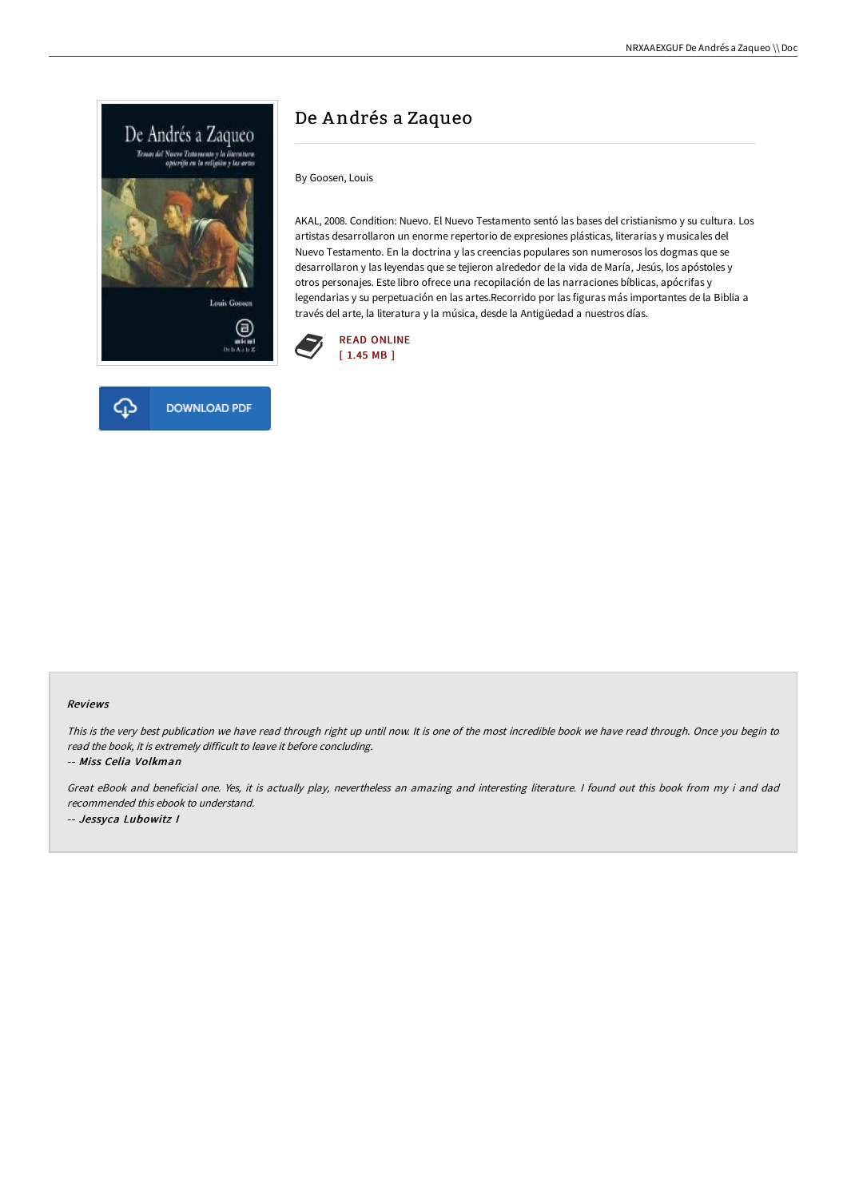# De Andrés a Zaqueo

By Goosen, Louis

AKAL, 2008. Condition: Nuevo. El Nuevo Testamento sentó las bases del cristianismo y su cultura. Los artistas desarrollaron un enorme repertorio de expresiones plásticas, literarias y musicales del Nuevo Testamento. En la doctrina y las creencias populares son numerosos los dogmas que se desarrollaron y las leyendas que se tejieron alrededor de la vida de María, Jesús, los apóstoles y otros personajes. Este libro ofrece una recopilación de las narraciones bíblicas, apócrifas y legendarias y su perpetuación en las artes.Recorrido por las figuras más importantes de la Biblia a través del arte, la literatura y la música, desde la Antigüedad a nuestros días.

READ ONLINE
[ 1.45 MB ]

DOWNLOAD PDF

#### Reviews

*This is the very best publication we have read through right up until now. It is one of the most incredible book we have read through. Once you begin to read the book, it is extremely difficult to leave it before concluding.*

*-- Miss Celia Volkman*

*Great eBook and beneficial one. Yes, it is actually play, nevertheless an amazing and interesting literature. I found out this book from my i and dad recommended this ebook to understand.*

*-- Jessyca Lubowitz I*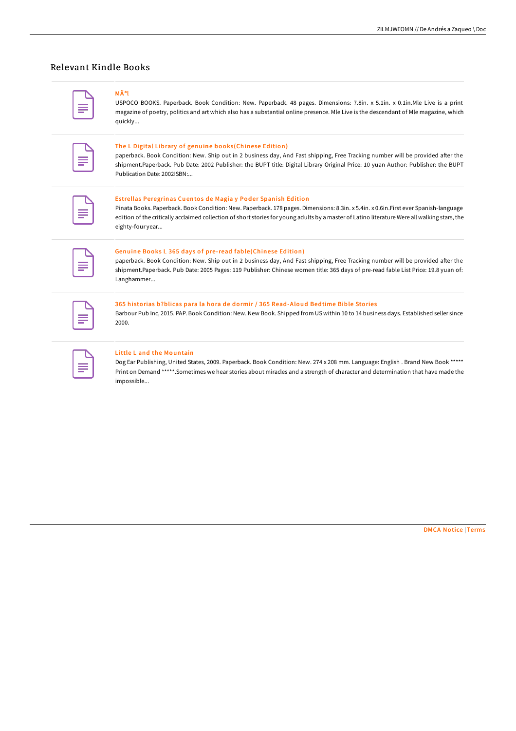## Relevant Kindle Books

### MÃªl

USPOCO BOOKS. Paperback. Book Condition: New. Paperback. 48 pages. Dimensions: 7.8in. x 5.1in. x 0.1in.Mle Live is a print magazine of poetry, politics and art which also has a substantial online presence. Mle Live is the descendant of Mle magazine, which quickly...

### The L Digital Library of genuine books(Chinese Edition)

paperback. Book Condition: New. Ship out in 2 business day, And Fast shipping, Free Tracking number will be provided after the shipment.Paperback. Pub Date: 2002 Publisher: the BUPT title: Digital Library Original Price: 10 yuan Author: Publisher: the BUPT Publication Date: 2002ISBN:...

### Estrellas Peregrinas Cuentos de Magia y Poder Spanish Edition

Pinata Books. Paperback. Book Condition: New. Paperback. 178 pages. Dimensions: 8.3in. x 5.4in. x 0.6in.First ever Spanish-language edition of the critically acclaimed collection of short stories for young adults by a master of Latino literature Were all walking stars, the eighty-four year...

### Genuine Books L 365 days of pre-read fable(Chinese Edition)

paperback. Book Condition: New. Ship out in 2 business day, And Fast shipping, Free Tracking number will be provided after the shipment.Paperback. Pub Date: 2005 Pages: 119 Publisher: Chinese women title: 365 days of pre-read fable List Price: 19.8 yuan of: Langhammer...

### 365 historias b?blicas para la hora de dormir / 365 Read-Aloud Bedtime Bible Stories

Barbour Pub Inc, 2015. PAP. Book Condition: New. New Book. Shipped from US within 10 to 14 business days. Established seller since 2000.

### Little L and the Mountain

Dog Ear Publishing, United States, 2009. Paperback. Book Condition: New. 274 x 208 mm. Language: English . Brand New Book ***** Print on Demand *****.Sometimes we hear stories about miracles and a strength of character and determination that have made the impossible...

DMCA Notice | Terms